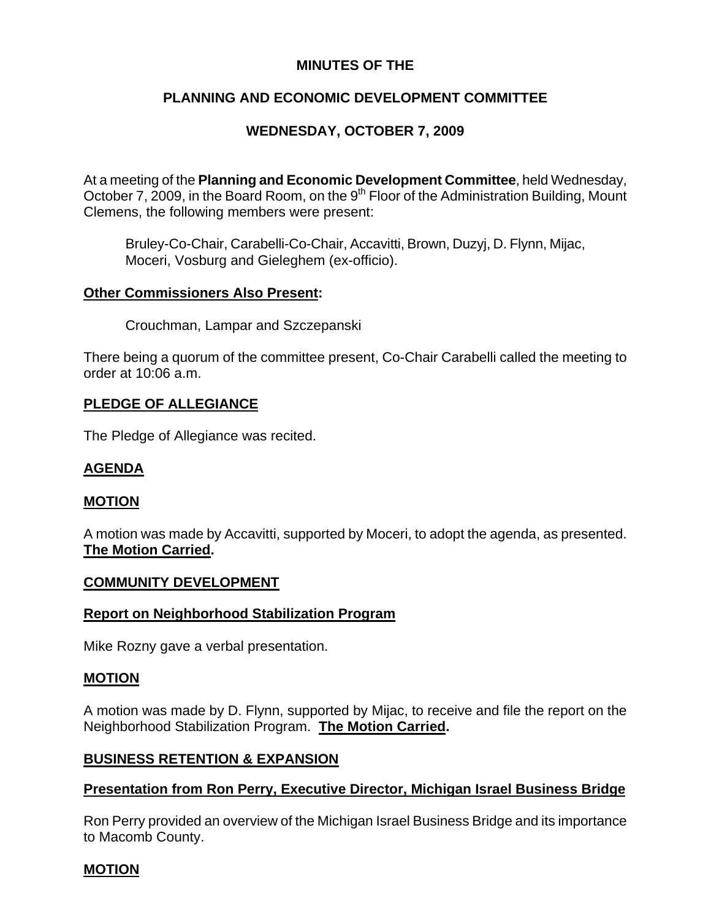# MINUTES OF THE

## PLANNING AND ECONOMIC DEVELOPMENT COMMITTEE

## WEDNESDAY, OCTOBER 7, 2009

At a meeting of the **Planning and Economic Development Committee**, held Wednesday, October 7, 2009, in the Board Room, on the 9th Floor of the Administration Building, Mount Clemens, the following members were present:

> Bruley-Co-Chair, Carabelli-Co-Chair, Accavitti, Brown, Duzyj, D. Flynn, Mijac, Moceri, Vosburg and Gieleghem (ex-officio).

**Other Commissioners Also Present:**

> Crouchman, Lampar and Szczepanski

There being a quorum of the committee present, Co-Chair Carabelli called the meeting to order at 10:06 a.m.

**PLEDGE OF ALLEGIANCE**

The Pledge of Allegiance was recited.

**AGENDA**

**MOTION**

A motion was made by Accavitti, supported by Moceri, to adopt the agenda, as presented. **The Motion Carried.**

**COMMUNITY DEVELOPMENT**

**Report on Neighborhood Stabilization Program**

Mike Rozny gave a verbal presentation.

**MOTION**

A motion was made by D. Flynn, supported by Mijac, to receive and file the report on the Neighborhood Stabilization Program. **The Motion Carried.**

**BUSINESS RETENTION & EXPANSION**

**Presentation from Ron Perry, Executive Director, Michigan Israel Business Bridge**

Ron Perry provided an overview of the Michigan Israel Business Bridge and its importance to Macomb County.

**MOTION**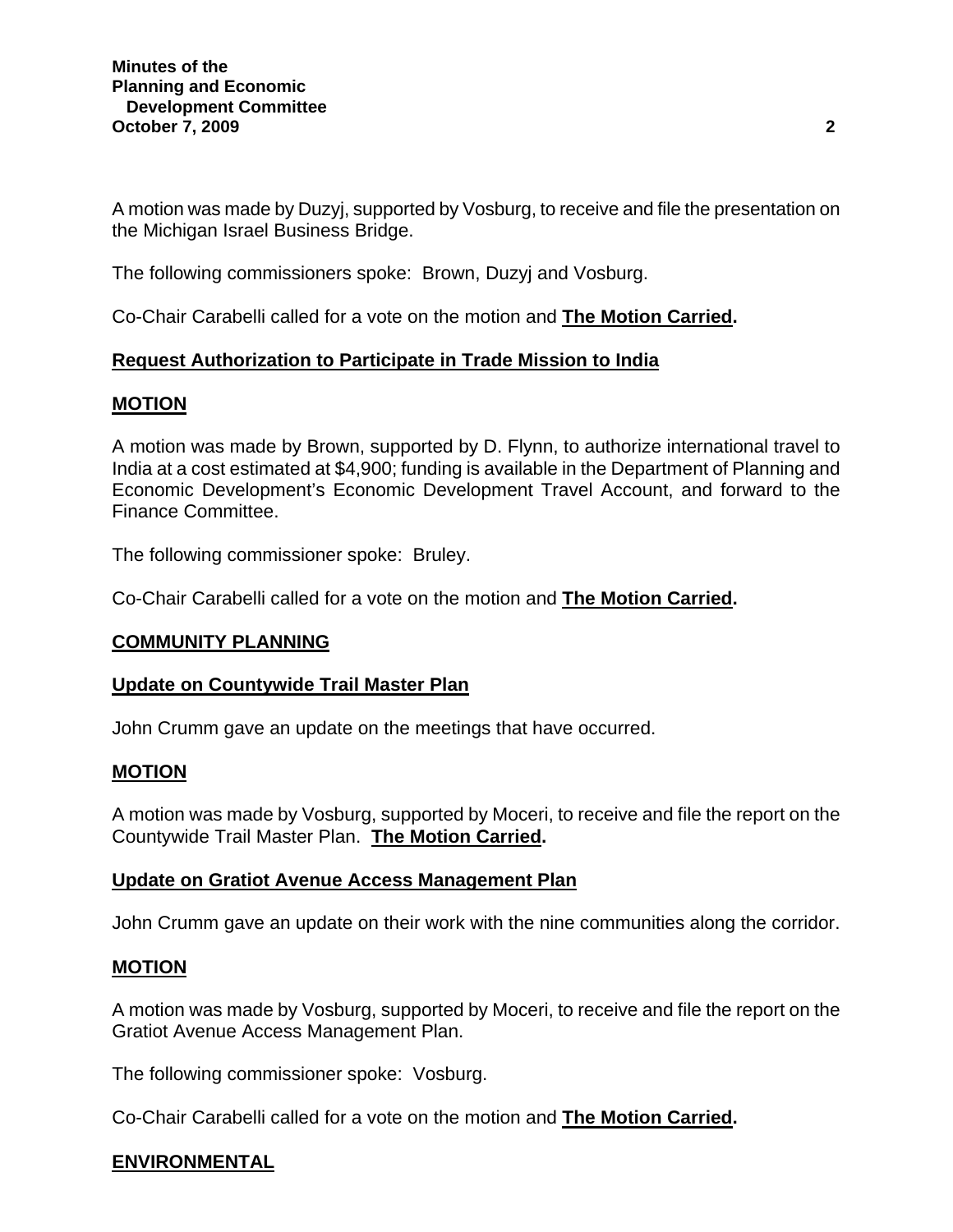A motion was made by Duzyj, supported by Vosburg, to receive and file the presentation on the Michigan Israel Business Bridge.

The following commissioners spoke: Brown, Duzyj and Vosburg.

Co-Chair Carabelli called for a vote on the motion and **The Motion Carried.**

**Request Authorization to Participate in Trade Mission to India**

**MOTION**

A motion was made by Brown, supported by D. Flynn, to authorize international travel to India at a cost estimated at $4,900; funding is available in the Department of Planning and Economic Development's Economic Development Travel Account, and forward to the Finance Committee.

The following commissioner spoke: Bruley.

Co-Chair Carabelli called for a vote on the motion and **The Motion Carried.**

## COMMUNITY PLANNING

**Update on Countywide Trail Master Plan**

John Crumm gave an update on the meetings that have occurred.

**MOTION**

A motion was made by Vosburg, supported by Moceri, to receive and file the report on the Countywide Trail Master Plan. **The Motion Carried.**

**Update on Gratiot Avenue Access Management Plan**

John Crumm gave an update on their work with the nine communities along the corridor.

**MOTION**

A motion was made by Vosburg, supported by Moceri, to receive and file the report on the Gratiot Avenue Access Management Plan.

The following commissioner spoke: Vosburg.

Co-Chair Carabelli called for a vote on the motion and **The Motion Carried.**

## ENVIRONMENTAL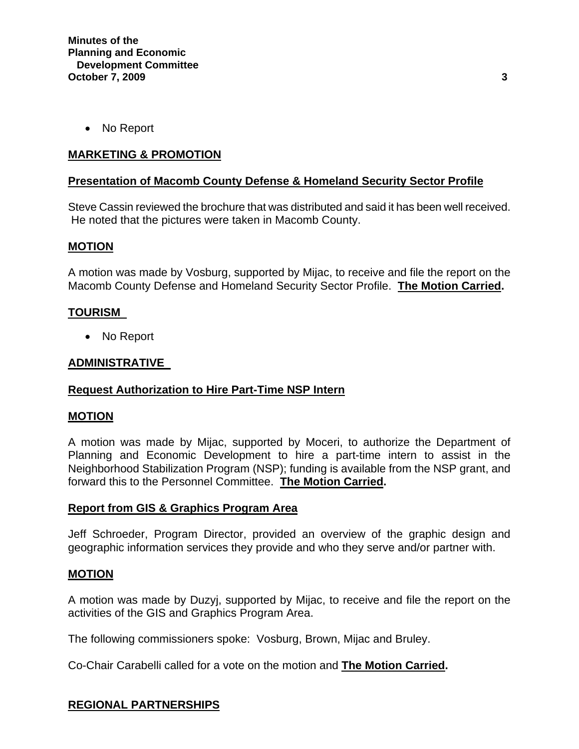- No Report

## MARKETING & PROMOTION

### Presentation of Macomb County Defense & Homeland Security Sector Profile

Steve Cassin reviewed the brochure that was distributed and said it has been well received. He noted that the pictures were taken in Macomb County.

### MOTION

A motion was made by Vosburg, supported by Mijac, to receive and file the report on the Macomb County Defense and Homeland Security Sector Profile. **The Motion Carried.**

## TOURISM

- No Report

## ADMINISTRATIVE

### Request Authorization to Hire Part-Time NSP Intern

### MOTION

A motion was made by Mijac, supported by Moceri, to authorize the Department of Planning and Economic Development to hire a part-time intern to assist in the Neighborhood Stabilization Program (NSP); funding is available from the NSP grant, and forward this to the Personnel Committee. **The Motion Carried.**

### Report from GIS & Graphics Program Area

Jeff Schroeder, Program Director, provided an overview of the graphic design and geographic information services they provide and who they serve and/or partner with.

### MOTION

A motion was made by Duzyj, supported by Mijac, to receive and file the report on the activities of the GIS and Graphics Program Area.

The following commissioners spoke: Vosburg, Brown, Mijac and Bruley.

Co-Chair Carabelli called for a vote on the motion and **The Motion Carried.**

## REGIONAL PARTNERSHIPS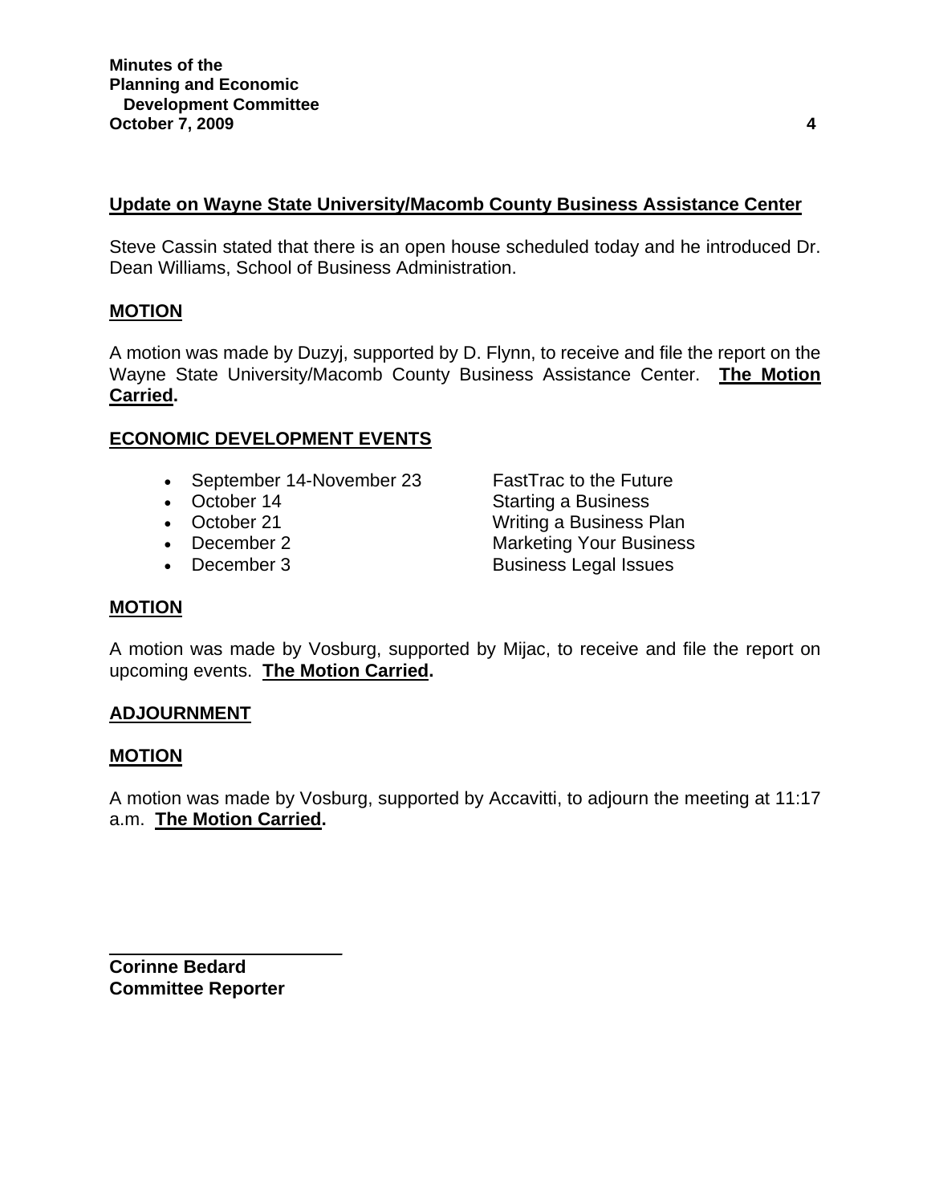## Update on Wayne State University/Macomb County Business Assistance Center

Steve Cassin stated that there is an open house scheduled today and he introduced Dr. Dean Williams, School of Business Administration.

### MOTION

A motion was made by Duzyj, supported by D. Flynn, to receive and file the report on the Wayne State University/Macomb County Business Assistance Center. **The Motion Carried.**

## ECONOMIC DEVELOPMENT EVENTS

- September 14-November 23 — FastTrac to the Future
- October 14 — Starting a Business
- October 21 — Writing a Business Plan
- December 2 — Marketing Your Business
- December 3 — Business Legal Issues

### MOTION

A motion was made by Vosburg, supported by Mijac, to receive and file the report on upcoming events. **The Motion Carried.**

## ADJOURNMENT

### MOTION

A motion was made by Vosburg, supported by Accavitti, to adjourn the meeting at 11:17 a.m. **The Motion Carried.**

______________________

**Corinne Bedard**
**Committee Reporter**